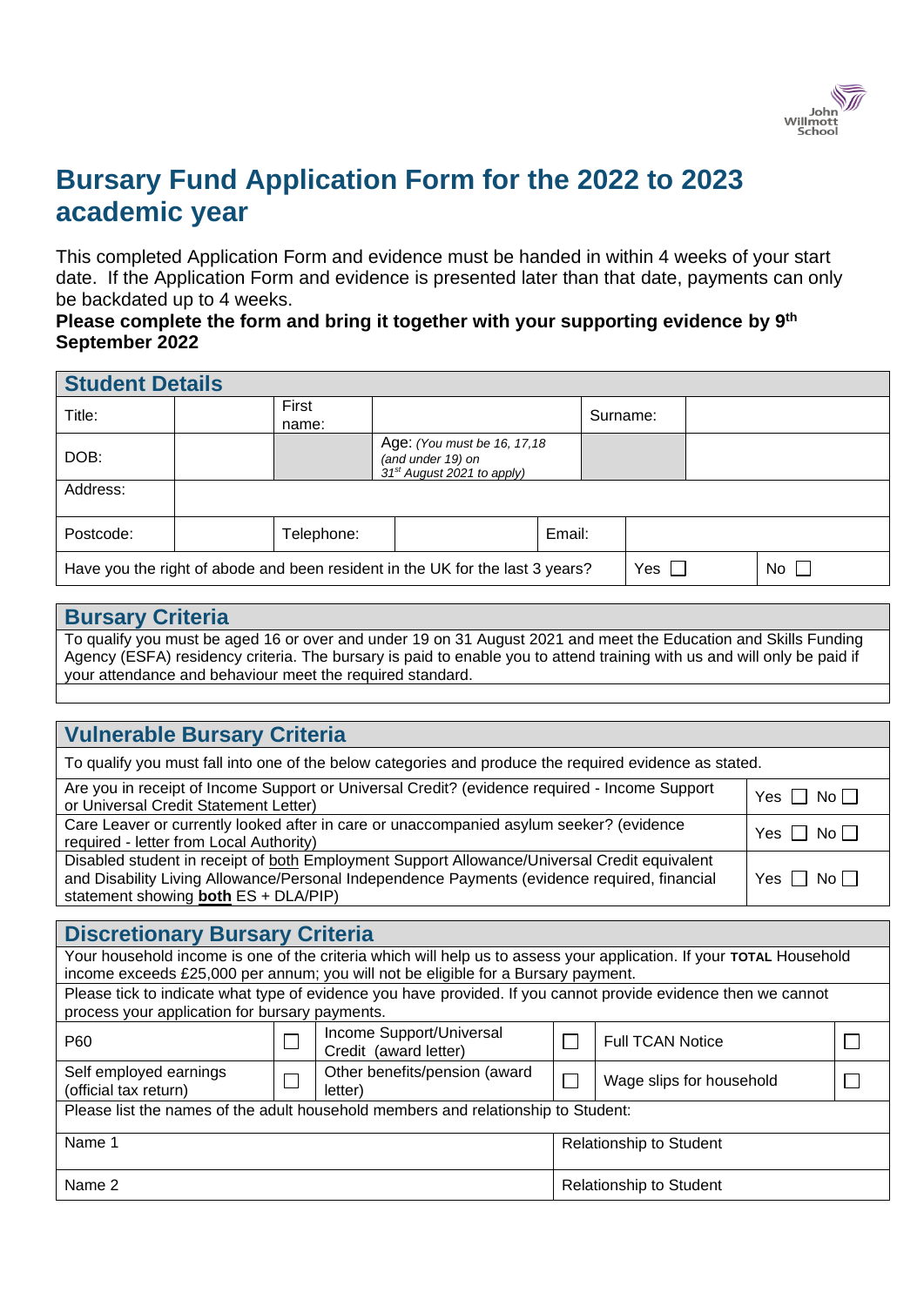# Bursary Fund Application Form for the 2022 to 2023 academic year

This completed Application Form and evidence must be handed in within 4 weeks of your start date. If the Application Form and evidence is presented later than that date, payments can only be backdated up to 4 weeks.

**Please complete the form and bring it together with your supporting evidence by 9th September 2022**

## Student Details

| Title: | | First name: | | | Surname: | |
|---|---|---|---|---|---|---|
| DOB: | | | Age: *(You must be 16, 17,18 (and under 19) on 31st August 2021 to apply)* | | | |
| Address: | | | | | | |
| Postcode: | | Telephone: | | Email: | | |
| Have you the right of abode and been resident in the UK for the last 3 years? | | | | | Yes ☐ | No ☐ |

## Bursary Criteria

To qualify you must be aged 16 or over and under 19 on 31 August 2021 and meet the Education and Skills Funding Agency (ESFA) residency criteria. The bursary is paid to enable you to attend training with us and will only be paid if your attendance and behaviour meet the required standard.

## Vulnerable Bursary Criteria

To qualify you must fall into one of the below categories and produce the required evidence as stated.

| | |
|---|---|
| Are you in receipt of Income Support or Universal Credit? (evidence required - Income Support or Universal Credit Statement Letter) | Yes ☐ No ☐ |
| Care Leaver or currently looked after in care or unaccompanied asylum seeker? (evidence required - letter from Local Authority) | Yes ☐ No ☐ |
| Disabled student in receipt of both Employment Support Allowance/Universal Credit equivalent and Disability Living Allowance/Personal Independence Payments (evidence required, financial statement showing **both** ES + DLA/PIP) | Yes ☐ No ☐ |

## Discretionary Bursary Criteria

Your household income is one of the criteria which will help us to assess your application. If your **TOTAL** Household income exceeds £25,000 per annum; you will not be eligible for a Bursary payment.

Please tick to indicate what type of evidence you have provided. If you cannot provide evidence then we cannot process your application for bursary payments.

| | | | | | |
|---|---|---|---|---|---|
| P60 | ☐ | Income Support/Universal Credit (award letter) | ☐ | Full TCAN Notice | ☐ |
| Self employed earnings (official tax return) | ☐ | Other benefits/pension (award letter) | ☐ | Wage slips for household | ☐ |

Please list the names of the adult household members and relationship to Student:

| | |
|---|---|
| Name 1 | Relationship to Student |
| Name 2 | Relationship to Student |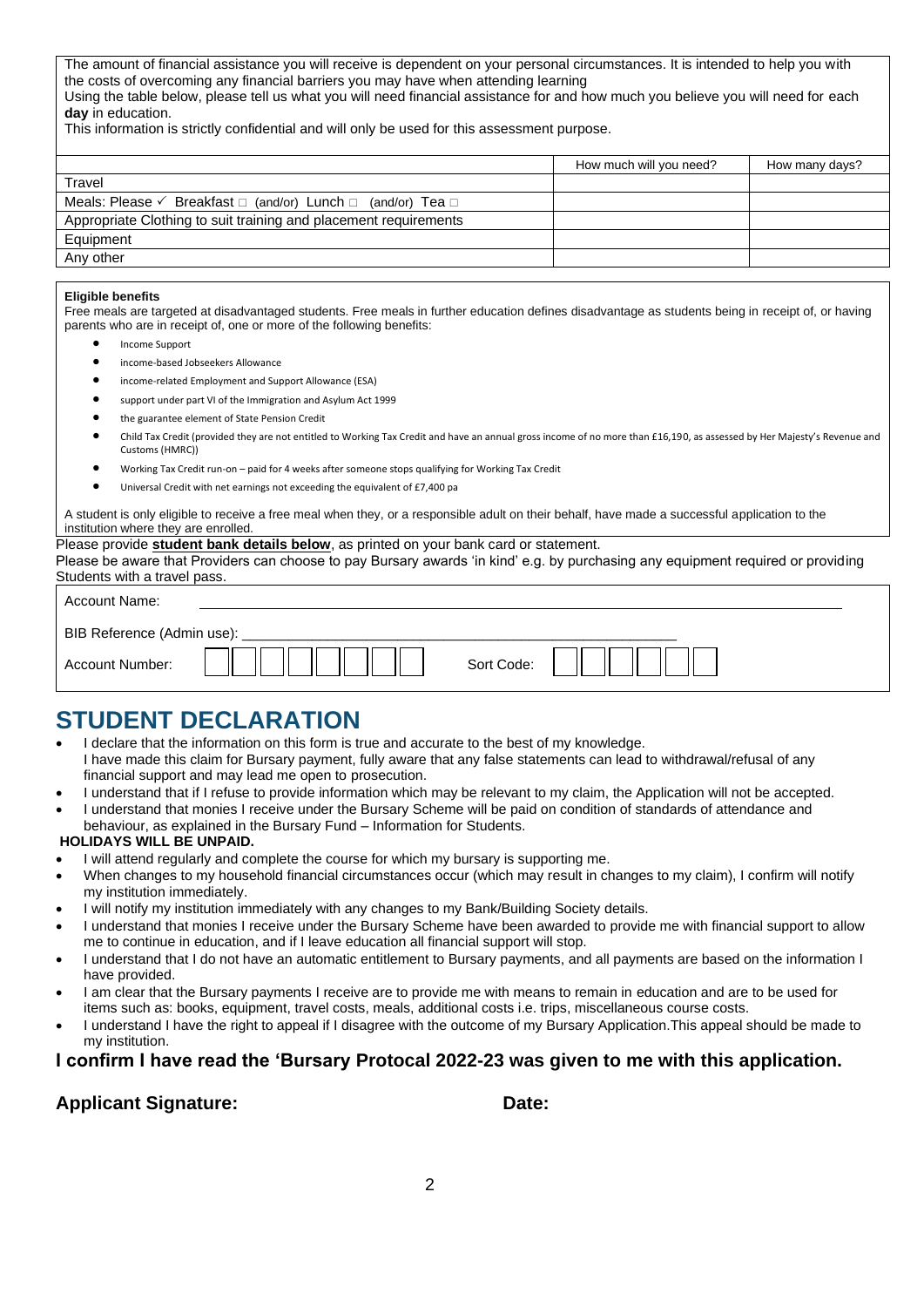The amount of financial assistance you will receive is dependent on your personal circumstances. It is intended to help you with the costs of overcoming any financial barriers you may have when attending learning

Using the table below, please tell us what you will need financial assistance for and how much you believe you will need for each **day** in education.

This information is strictly confidential and will only be used for this assessment purpose.

| | How much will you need? | How many days? |
|---|---|---|
| Travel | | |
| Meals: Please ✓ Breakfast □ (and/or) Lunch □ (and/or) Tea □ | | |
| Appropriate Clothing to suit training and placement requirements | | |
| Equipment | | |
| Any other | | |

**Eligible benefits**

Free meals are targeted at disadvantaged students. Free meals in further education defines disadvantage as students being in receipt of, or having parents who are in receipt of, one or more of the following benefits:

- Income Support
- income-based Jobseekers Allowance
- income-related Employment and Support Allowance (ESA)
- support under part VI of the Immigration and Asylum Act 1999
- the guarantee element of State Pension Credit
- Child Tax Credit (provided they are not entitled to Working Tax Credit and have an annual gross income of no more than £16,190, as assessed by Her Majesty's Revenue and Customs (HMRC))
- Working Tax Credit run-on – paid for 4 weeks after someone stops qualifying for Working Tax Credit
- Universal Credit with net earnings not exceeding the equivalent of £7,400 pa

A student is only eligible to receive a free meal when they, or a responsible adult on their behalf, have made a successful application to the institution where they are enrolled.

Please provide **student bank details below**, as printed on your bank card or statement.

Please be aware that Providers can choose to pay Bursary awards 'in kind' e.g. by purchasing any equipment required or providing Students with a travel pass.

Account Name: ______________________________

BIB Reference (Admin use): ______________________________

Account Number: ☐☐☐☐☐☐☐☐ Sort Code: ☐☐☐☐☐☐

# STUDENT DECLARATION

- I declare that the information on this form is true and accurate to the best of my knowledge.
  I have made this claim for Bursary payment, fully aware that any false statements can lead to withdrawal/refusal of any financial support and may lead me open to prosecution.
- I understand that if I refuse to provide information which may be relevant to my claim, the Application will not be accepted.
- I understand that monies I receive under the Bursary Scheme will be paid on condition of standards of attendance and behaviour, as explained in the Bursary Fund – Information for Students.

**HOLIDAYS WILL BE UNPAID.**

- I will attend regularly and complete the course for which my bursary is supporting me.
- When changes to my household financial circumstances occur (which may result in changes to my claim), I confirm will notify my institution immediately.
- I will notify my institution immediately with any changes to my Bank/Building Society details.
- I understand that monies I receive under the Bursary Scheme have been awarded to provide me with financial support to allow me to continue in education, and if I leave education all financial support will stop.
- I understand that I do not have an automatic entitlement to Bursary payments, and all payments are based on the information I have provided.
- I am clear that the Bursary payments I receive are to provide me with means to remain in education and are to be used for items such as: books, equipment, travel costs, meals, additional costs i.e. trips, miscellaneous course costs.
- I understand I have the right to appeal if I disagree with the outcome of my Bursary Application.This appeal should be made to my institution.

**I confirm I have read the 'Bursary Protocal 2022-23 was given to me with this application.**

**Applicant Signature:** **Date:**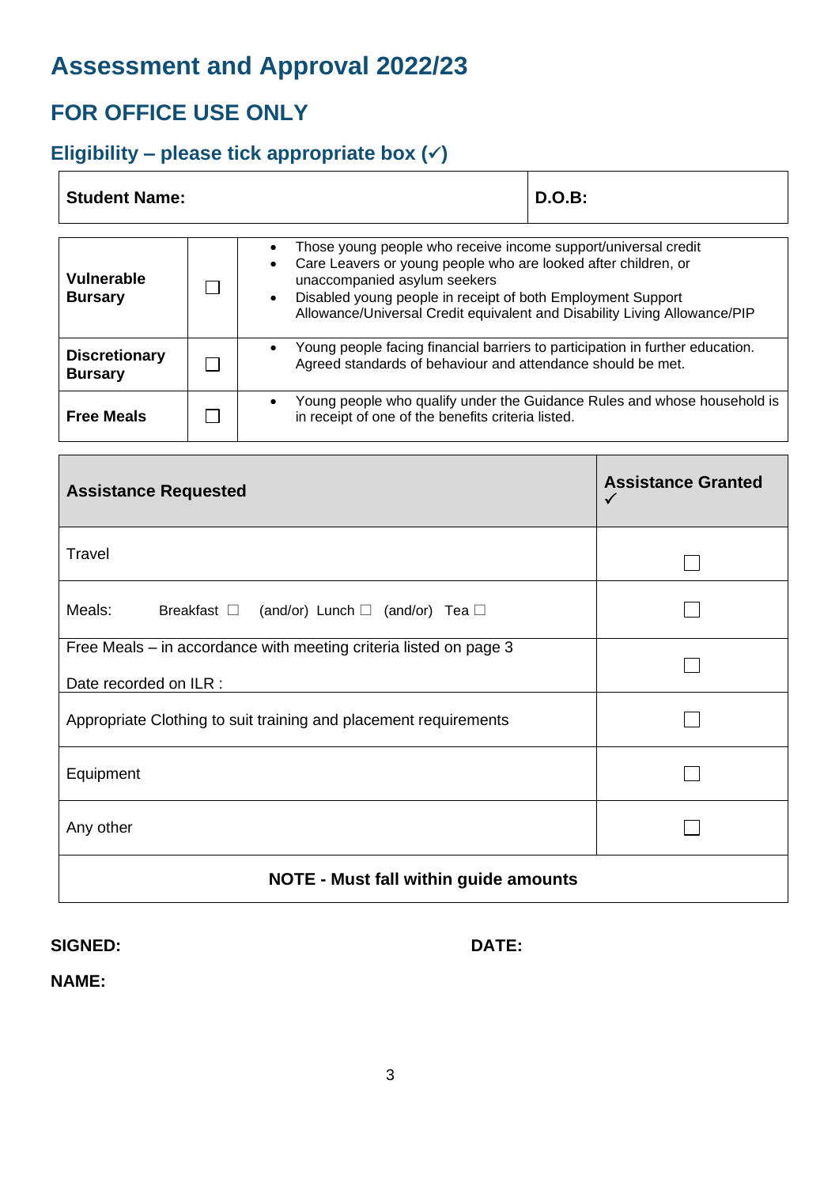# Assessment and Approval 2022/23

## FOR OFFICE USE ONLY

### Eligibility – please tick appropriate box (✓)

| **Student Name:** | **D.O.B:** |
|---|---|

| | | |
|---|---|---|
| **Vulnerable Bursary** | ☐ | • Those young people who receive income support/universal credit<br>• Care Leavers or young people who are looked after children, or unaccompanied asylum seekers<br>• Disabled young people in receipt of both Employment Support Allowance/Universal Credit equivalent and Disability Living Allowance/PIP |
| **Discretionary Bursary** | ☐ | • Young people facing financial barriers to participation in further education. Agreed standards of behaviour and attendance should be met. |
| **Free Meals** | ☐ | • Young people who qualify under the Guidance Rules and whose household is in receipt of one of the benefits criteria listed. |

| **Assistance Requested** | **Assistance Granted** ✓ |
|---|---|
| Travel | ☐ |
| Meals: Breakfast ☐ (and/or) Lunch ☐ (and/or) Tea ☐ | ☐ |
| Free Meals – in accordance with meeting criteria listed on page 3<br><br>Date recorded on ILR : | ☐ |
| Appropriate Clothing to suit training and placement requirements | ☐ |
| Equipment | ☐ |
| Any other | ☐ |
| **NOTE - Must fall within guide amounts** | |

**SIGNED:** **DATE:**

**NAME:**